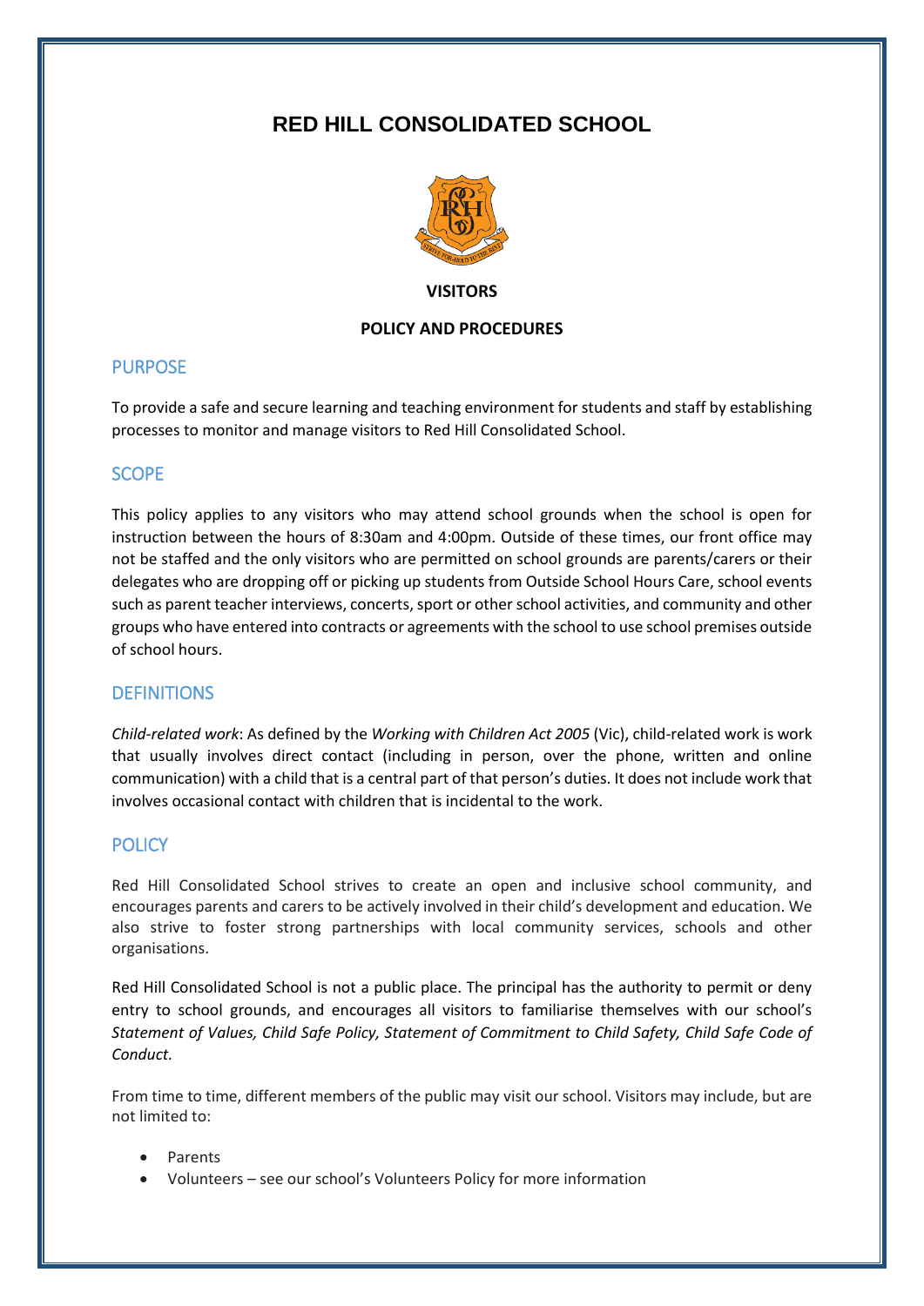# RED HILL CONSOLIDATED SCHOOL

**VISITORS**

**POLICY AND PROCEDURES**

## PURPOSE

To provide a safe and secure learning and teaching environment for students and staff by establishing processes to monitor and manage visitors to Red Hill Consolidated School.

## SCOPE

This policy applies to any visitors who may attend school grounds when the school is open for instruction between the hours of 8:30am and 4:00pm. Outside of these times, our front office may not be staffed and the only visitors who are permitted on school grounds are parents/carers or their delegates who are dropping off or picking up students from Outside School Hours Care, school events such as parent teacher interviews, concerts, sport or other school activities, and community and other groups who have entered into contracts or agreements with the school to use school premises outside of school hours.

## DEFINITIONS

*Child-related work*: As defined by the *Working with Children Act 2005* (Vic), child-related work is work that usually involves direct contact (including in person, over the phone, written and online communication) with a child that is a central part of that person's duties. It does not include work that involves occasional contact with children that is incidental to the work.

## POLICY

Red Hill Consolidated School strives to create an open and inclusive school community, and encourages parents and carers to be actively involved in their child's development and education. We also strive to foster strong partnerships with local community services, schools and other organisations.

Red Hill Consolidated School is not a public place. The principal has the authority to permit or deny entry to school grounds, and encourages all visitors to familiarise themselves with our school's *Statement of Values, Child Safe Policy, Statement of Commitment to Child Safety, Child Safe Code of Conduct.*

From time to time, different members of the public may visit our school. Visitors may include, but are not limited to:

- Parents
- Volunteers – see our school's Volunteers Policy for more information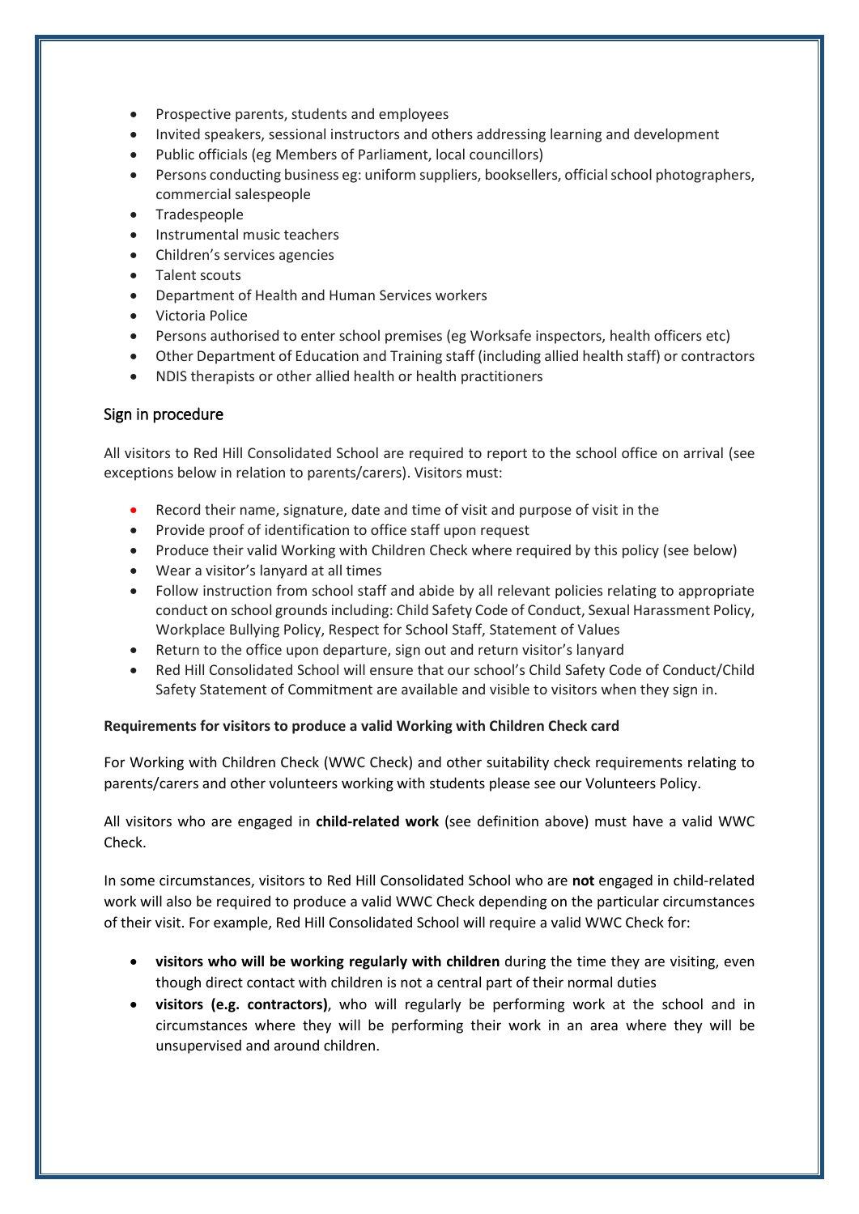- Prospective parents, students and employees
- Invited speakers, sessional instructors and others addressing learning and development
- Public officials (eg Members of Parliament, local councillors)
- Persons conducting business eg: uniform suppliers, booksellers, official school photographers, commercial salespeople
- Tradespeople
- Instrumental music teachers
- Children's services agencies
- Talent scouts
- Department of Health and Human Services workers
- Victoria Police
- Persons authorised to enter school premises (eg Worksafe inspectors, health officers etc)
- Other Department of Education and Training staff (including allied health staff) or contractors
- NDIS therapists or other allied health or health practitioners

## Sign in procedure

All visitors to Red Hill Consolidated School are required to report to the school office on arrival (see exceptions below in relation to parents/carers). Visitors must:

- Record their name, signature, date and time of visit and purpose of visit in the
- Provide proof of identification to office staff upon request
- Produce their valid Working with Children Check where required by this policy (see below)
- Wear a visitor's lanyard at all times
- Follow instruction from school staff and abide by all relevant policies relating to appropriate conduct on school grounds including: Child Safety Code of Conduct, Sexual Harassment Policy, Workplace Bullying Policy, Respect for School Staff, Statement of Values
- Return to the office upon departure, sign out and return visitor's lanyard
- Red Hill Consolidated School will ensure that our school's Child Safety Code of Conduct/Child Safety Statement of Commitment are available and visible to visitors when they sign in.

**Requirements for visitors to produce a valid Working with Children Check card**

For Working with Children Check (WWC Check) and other suitability check requirements relating to parents/carers and other volunteers working with students please see our Volunteers Policy.

All visitors who are engaged in **child-related work** (see definition above) must have a valid WWC Check.

In some circumstances, visitors to Red Hill Consolidated School who are **not** engaged in child-related work will also be required to produce a valid WWC Check depending on the particular circumstances of their visit. For example, Red Hill Consolidated School will require a valid WWC Check for:

- **visitors who will be working regularly with children** during the time they are visiting, even though direct contact with children is not a central part of their normal duties
- **visitors (e.g. contractors)**, who will regularly be performing work at the school and in circumstances where they will be performing their work in an area where they will be unsupervised and around children.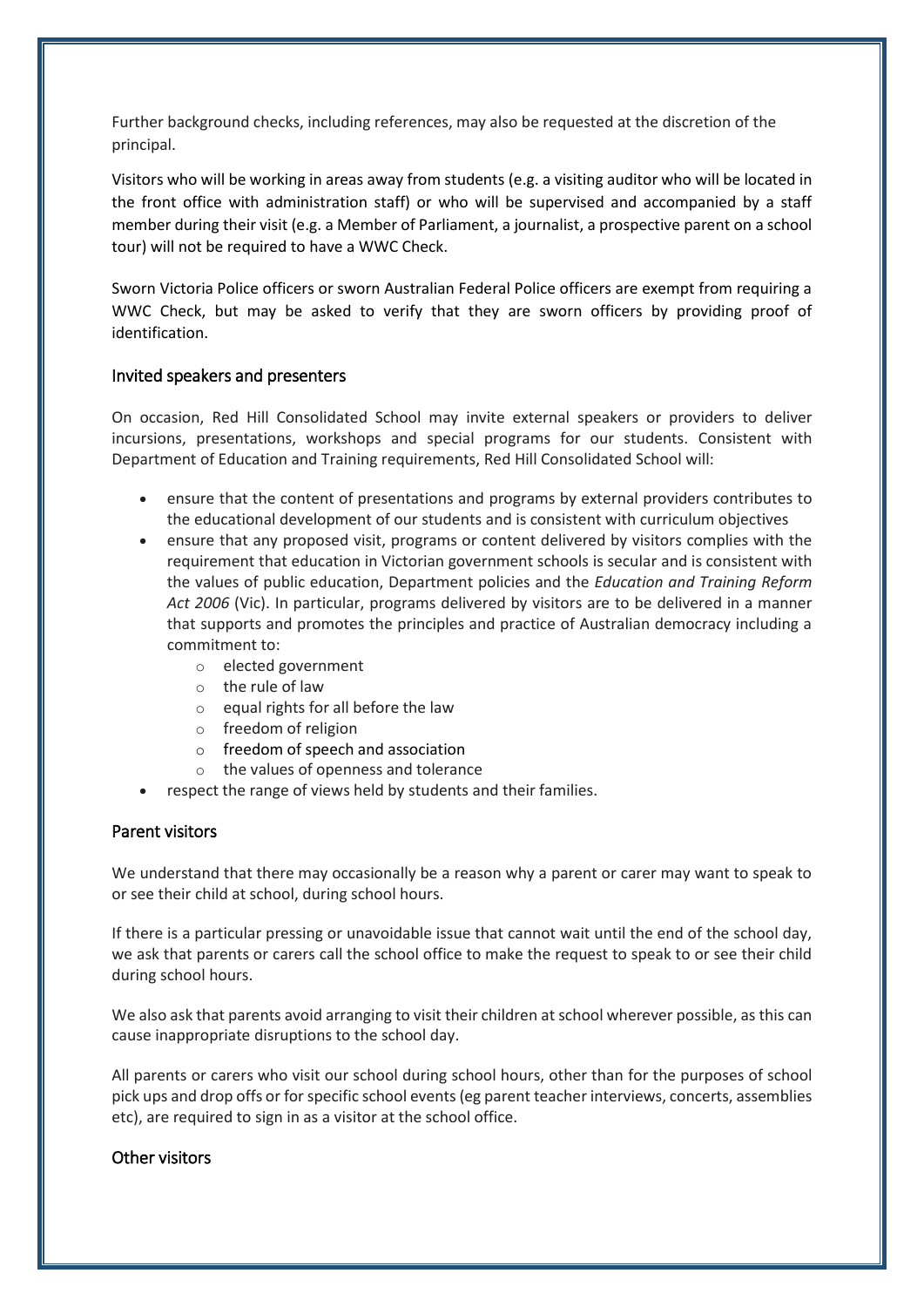Further background checks, including references, may also be requested at the discretion of the principal.

Visitors who will be working in areas away from students (e.g. a visiting auditor who will be located in the front office with administration staff) or who will be supervised and accompanied by a staff member during their visit (e.g. a Member of Parliament, a journalist, a prospective parent on a school tour) will not be required to have a WWC Check.

Sworn Victoria Police officers or sworn Australian Federal Police officers are exempt from requiring a WWC Check, but may be asked to verify that they are sworn officers by providing proof of identification.

### Invited speakers and presenters

On occasion, Red Hill Consolidated School may invite external speakers or providers to deliver incursions, presentations, workshops and special programs for our students. Consistent with Department of Education and Training requirements, Red Hill Consolidated School will:

- ensure that the content of presentations and programs by external providers contributes to the educational development of our students and is consistent with curriculum objectives
- ensure that any proposed visit, programs or content delivered by visitors complies with the requirement that education in Victorian government schools is secular and is consistent with the values of public education, Department policies and the *Education and Training Reform Act 2006* (Vic). In particular, programs delivered by visitors are to be delivered in a manner that supports and promotes the principles and practice of Australian democracy including a commitment to:
  - elected government
  - the rule of law
  - equal rights for all before the law
  - freedom of religion
  - freedom of speech and association
  - the values of openness and tolerance
- respect the range of views held by students and their families.

### Parent visitors

We understand that there may occasionally be a reason why a parent or carer may want to speak to or see their child at school, during school hours.

If there is a particular pressing or unavoidable issue that cannot wait until the end of the school day, we ask that parents or carers call the school office to make the request to speak to or see their child during school hours.

We also ask that parents avoid arranging to visit their children at school wherever possible, as this can cause inappropriate disruptions to the school day.

All parents or carers who visit our school during school hours, other than for the purposes of school pick ups and drop offs or for specific school events (eg parent teacher interviews, concerts, assemblies etc), are required to sign in as a visitor at the school office.

### Other visitors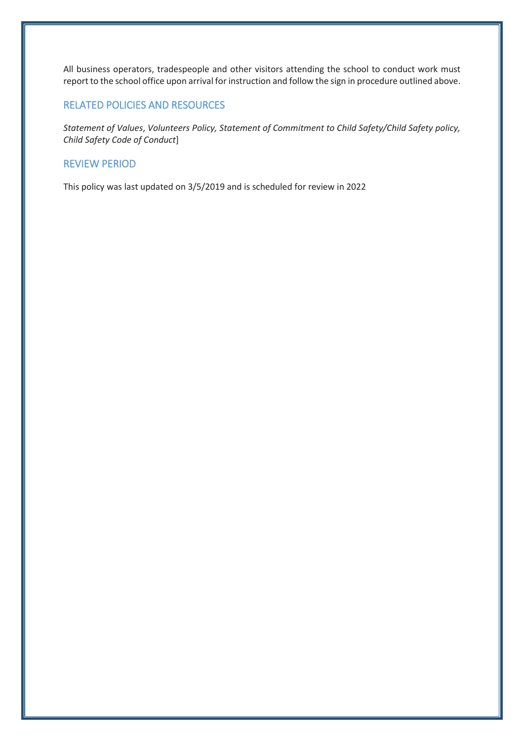All business operators, tradespeople and other visitors attending the school to conduct work must report to the school office upon arrival for instruction and follow the sign in procedure outlined above.

## RELATED POLICIES AND RESOURCES

*Statement of Values*, *Volunteers Policy, Statement of Commitment to Child Safety/Child Safety policy, Child Safety Code of Conduct*]

## REVIEW PERIOD

This policy was last updated on 3/5/2019 and is scheduled for review in 2022